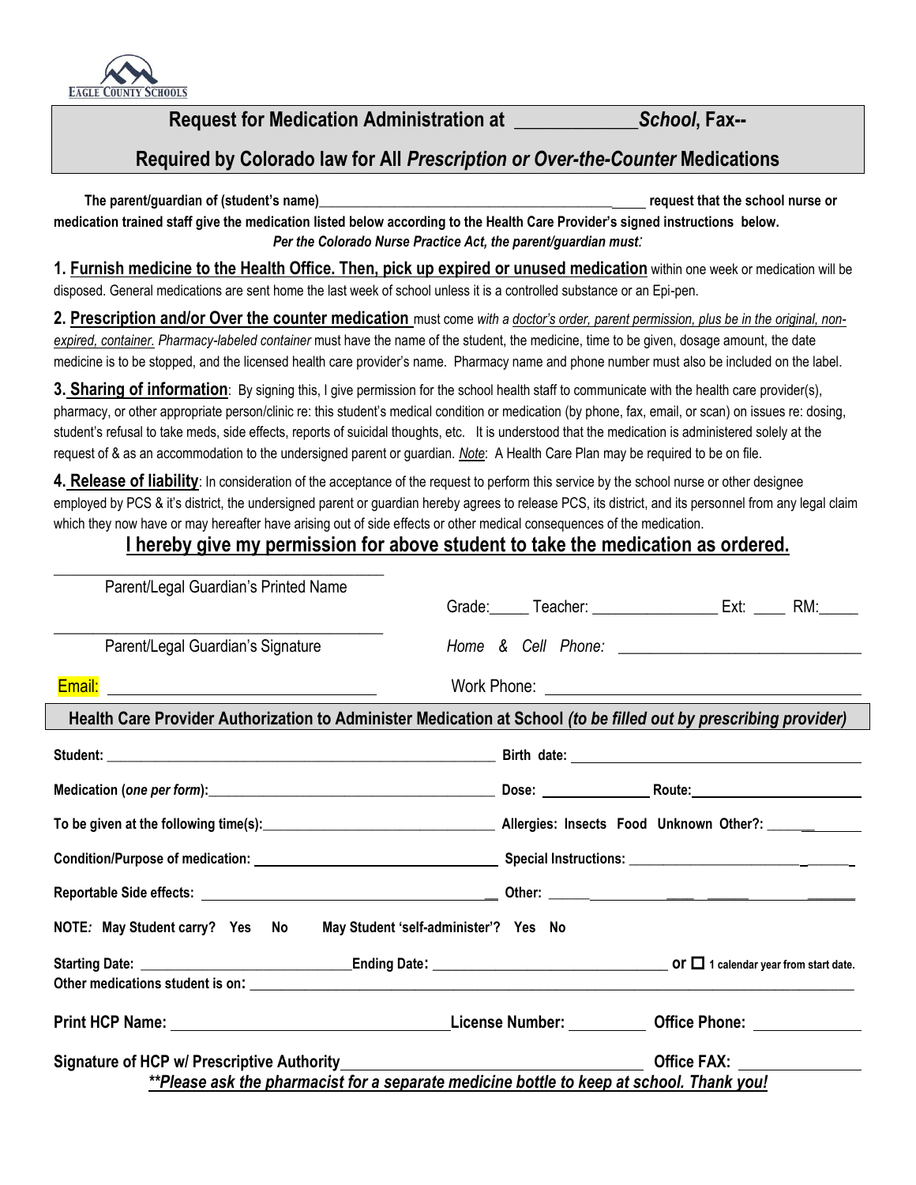EAGLE COUNTY SCHOOLS

## Request for Medication Administration at _____________ *School*, Fax--

## Required by Colorado law for All *Prescription or Over-the-Counter* Medications

**The parent/guardian of (student's name)_____________________________________________ request that the school nurse or medication trained staff give the medication listed below according to the Health Care Provider's signed instructions below.**

***Per the Colorado Nurse Practice Act, the parent/guardian must:***

**1. Furnish medicine to the Health Office. Then, pick up expired or unused medication** within one week or medication will be disposed. General medications are sent home the last week of school unless it is a controlled substance or an Epi-pen.

**2. Prescription and/or Over the counter medication** must come *with a doctor's order, parent permission, plus be in the original, non-expired, container. Pharmacy-labeled container* must have the name of the student, the medicine, time to be given, dosage amount, the date medicine is to be stopped, and the licensed health care provider's name. Pharmacy name and phone number must also be included on the label.

**3. Sharing of information**: By signing this, I give permission for the school health staff to communicate with the health care provider(s), pharmacy, or other appropriate person/clinic re: this student's medical condition or medication (by phone, fax, email, or scan) on issues re: dosing, student's refusal to take meds, side effects, reports of suicidal thoughts, etc. It is understood that the medication is administered solely at the request of & as an accommodation to the undersigned parent or guardian. *Note*: A Health Care Plan may be required to be on file.

**4. Release of liability**: In consideration of the acceptance of the request to perform this service by the school nurse or other designee employed by PCS & it's district, the undersigned parent or guardian hereby agrees to release PCS, its district, and its personnel from any legal claim which they now have or may hereafter have arising out of side effects or other medical consequences of the medication.

**I hereby give my permission for above student to take the medication as ordered.**

_____________________________________________
Parent/Legal Guardian's Printed Name

Grade:_____ Teacher: ________________ Ext: ____ RM:_____

_____________________________________________
Parent/Legal Guardian's Signature

Home & Cell Phone: ______________________________

Email: ________________________________

Work Phone: ________________________________________

### Health Care Provider Authorization to Administer Medication at School *(to be filled out by prescribing provider)*

**Student:** ____________________________________________ **Birth date:** ________________________________

**Medication (*one per form*):** ______________________________ **Dose:** ______________ **Route:** ____________________

**To be given at the following time(s):** ________________________ **Allergies: Insects Food Unknown Other?:** ________

**Condition/Purpose of medication:** ________________________ **Special Instructions:** __________________________

**Reportable Side effects:** ________________________________ **Other:** _________________________________

**NOTE: May Student carry? Yes No May Student 'self-administer'? Yes No**

**Starting Date:** ____________________________ **Ending Date:** ________________________________ **or ☐ 1 calendar year from start date.**

**Other medications student is on:** ______________________________________________________________

**Print HCP Name:** ________________________________ **License Number:** __________ **Office Phone:** _____________

**Signature of HCP w/ Prescriptive Authority** __________________________________ **Office FAX:** _______________

***\*\*Please ask the pharmacist for a separate medicine bottle to keep at school. Thank you!***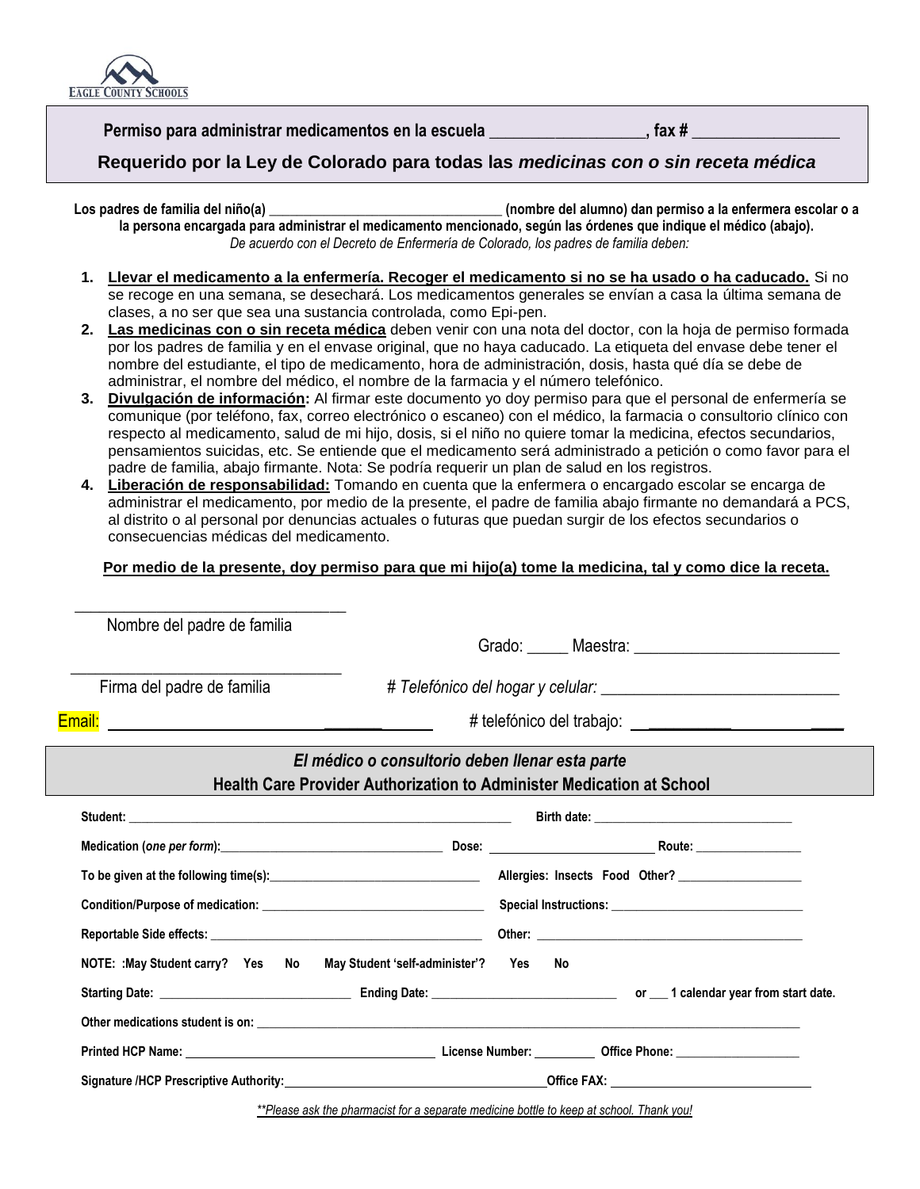EAGLE COUNTY SCHOOLS

**Permiso para administrar medicamentos en la escuela __________________, fax # _________________**

**Requerido por la Ley de Colorado para todas las *medicinas con o sin receta médica***

**Los padres de familia del niño(a) _______________________________ (nombre del alumno) dan permiso a la enfermera escolar o a la persona encargada para administrar el medicamento mencionado, según las órdenes que indique el médico (abajo).**

*De acuerdo con el Decreto de Enfermería de Colorado, los padres de familia deben:*

1. **Llevar el medicamento a la enfermería. Recoger el medicamento si no se ha usado o ha caducado.** Si no se recoge en una semana, se desechará. Los medicamentos generales se envían a casa la última semana de clases, a no ser que sea una sustancia controlada, como Epi-pen.
2. **Las medicinas con o sin receta médica** deben venir con una nota del doctor, con la hoja de permiso formada por los padres de familia y en el envase original, que no haya caducado. La etiqueta del envase debe tener el nombre del estudiante, el tipo de medicamento, hora de administración, dosis, hasta qué día se debe de administrar, el nombre del médico, el nombre de la farmacia y el número telefónico.
3. **Divulgación de información:** Al firmar este documento yo doy permiso para que el personal de enfermería se comunique (por teléfono, fax, correo electrónico o escaneo) con el médico, la farmacia o consultorio clínico con respecto al medicamento, salud de mi hijo, dosis, si el niño no quiere tomar la medicina, efectos secundarios, pensamientos suicidas, etc. Se entiende que el medicamento será administrado a petición o como favor para el padre de familia, abajo firmante. Nota: Se podría requerir un plan de salud en los registros.
4. **Liberación de responsabilidad:** Tomando en cuenta que la enfermera o encargado escolar se encarga de administrar el medicamento, por medio de la presente, el padre de familia abajo firmante no demandará a PCS, al distrito o al personal por denuncias actuales o futuras que puedan surgir de los efectos secundarios o consecuencias médicas del medicamento.

**Por medio de la presente, doy permiso para que mi hijo(a) tome la medicina, tal y como dice la receta.**

_________________________________
Nombre del padre de familia

Grado: _____ Maestra: _________________________

_________________________________
Firma del padre de familia

*# Telefónico del hogar y celular:* _____________________________

Email: ______________________________

# telefónico del trabajo: ______________________

***El médico o consultorio deben llenar esta parte***

**Health Care Provider Authorization to Administer Medication at School**

**Student:** ____________________________________________ **Birth date:** ______________________________

**Medication (*one per form*):**______________________________ **Dose:** ________________________ **Route:** ________________

**To be given at the following time(s):**______________________________ **Allergies: Insects Food Other?** __________________

**Condition/Purpose of medication:** ______________________________ **Special Instructions:** ______________________________

**Reportable Side effects:** ______________________________ **Other:** ______________________________

**NOTE: :May Student carry? Yes No May Student 'self-administer'? Yes No**

**Starting Date:** ______________________________ **Ending Date:** ____________________________ **or ___ 1 calendar year from start date.**

**Other medications student is on:** ______________________________________________________________________

**Printed HCP Name:** ______________________________ **License Number:** _________ **Office Phone:** ___________________

**Signature /HCP Prescriptive Authority:**______________________________**Office FAX:** ______________________________

***Please ask the pharmacist for a separate medicine bottle to keep at school. Thank you!*